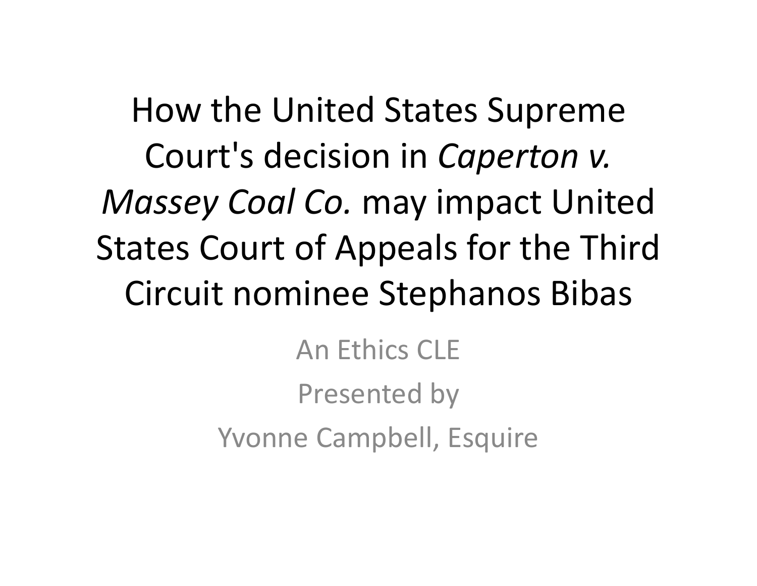# How the United States Supreme Court's decision in *Caperton v. Massey Coal Co.* may impact United States Court of Appeals for the Third Circuit nominee Stephanos Bibas

An Ethics CLE

Presented by

Yvonne Campbell, Esquire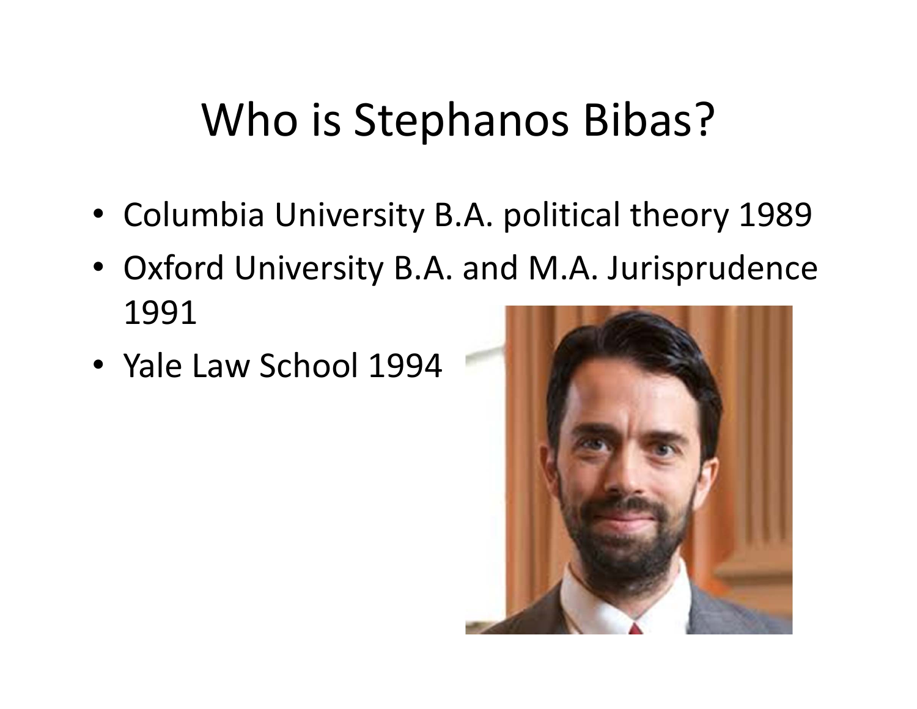# Who is Stephanos Bibas?

- Columbia University B.A. political theory 1989
- Oxford University B.A. and M.A. Jurisprudence 1991
- Yale Law School 1994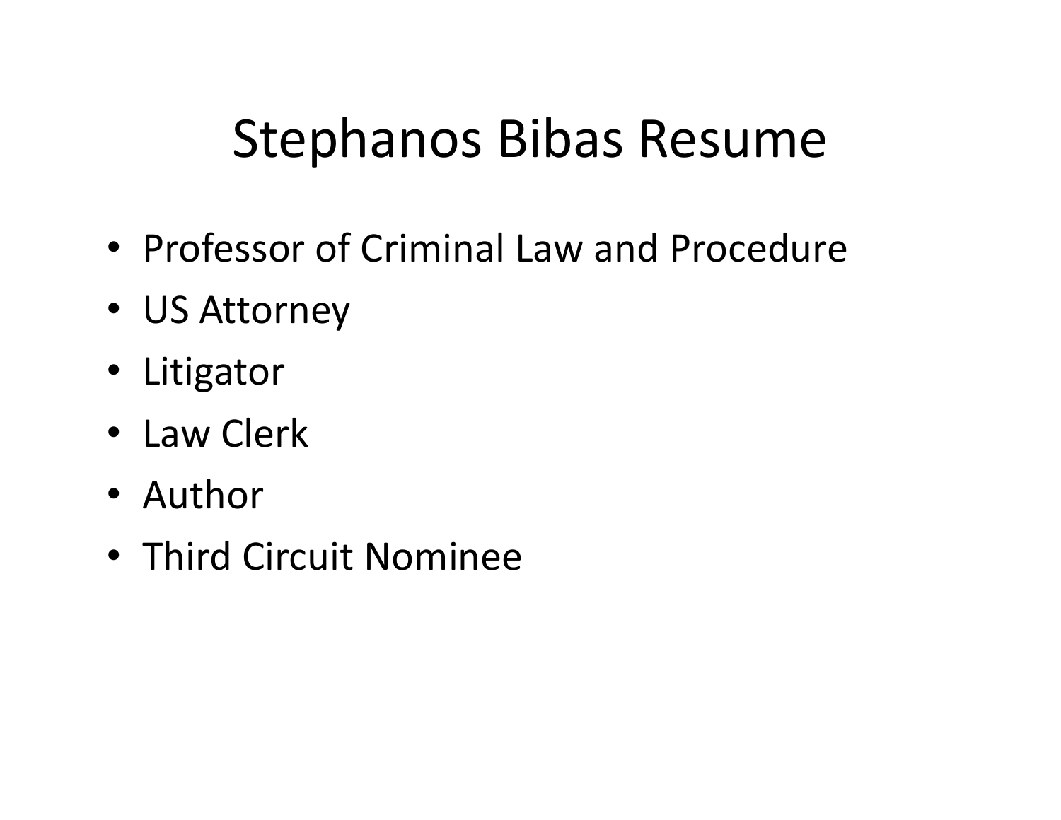# Stephanos Bibas Resume

- Professor of Criminal Law and Procedure
- US Attorney
- Litigator
- Law Clerk
- Author
- Third Circuit Nominee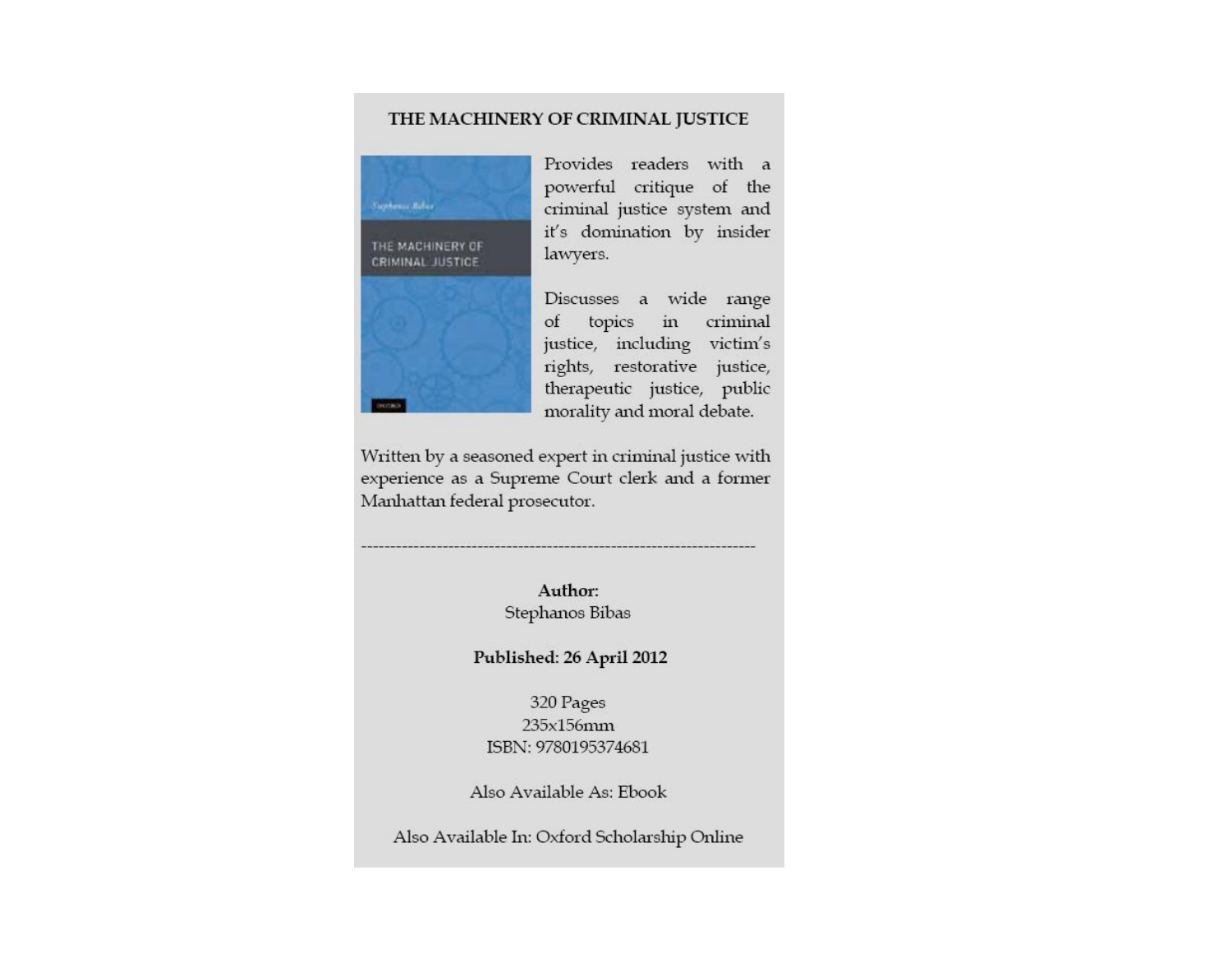## THE MACHINERY OF CRIMINAL JUSTICE

Provides readers with a powerful critique of the criminal justice system and it's domination by insider lawyers.

Discusses a wide range of topics in criminal justice, including victim's rights, restorative justice, therapeutic justice, public morality and moral debate.

Written by a seasoned expert in criminal justice with experience as a Supreme Court clerk and a former Manhattan federal prosecutor.

---

**Author:**
Stephanos Bibas

**Published: 26 April 2012**

320 Pages
235x156mm
ISBN: 9780195374681

Also Available As: Ebook

Also Available In: Oxford Scholarship Online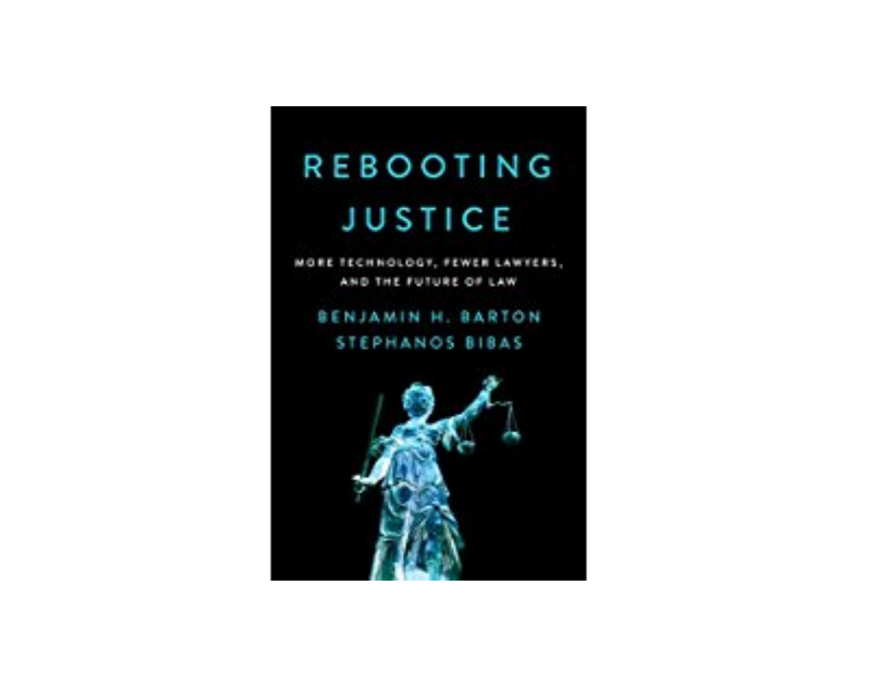# REBOOTING JUSTICE

MORE TECHNOLOGY, FEWER LAWYERS, AND THE FUTURE OF LAW

BENJAMIN H. BARTON

STEPHANOS BIBAS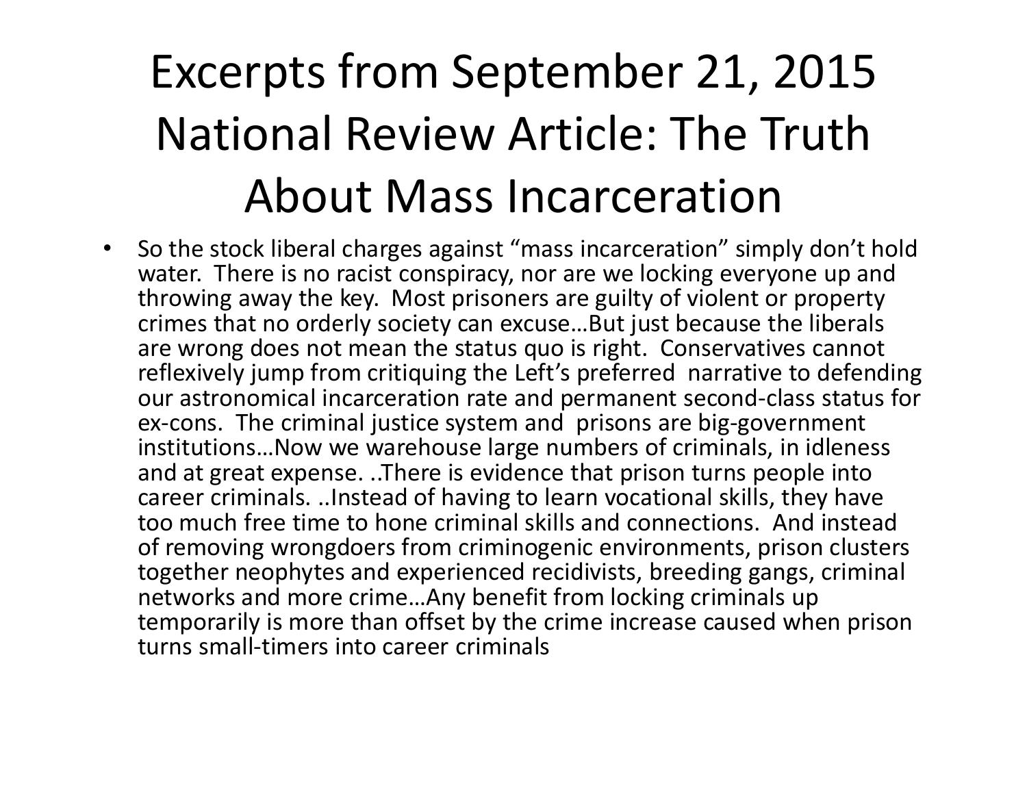# Excerpts from September 21, 2015 National Review Article: The Truth About Mass Incarceration

- So the stock liberal charges against "mass incarceration" simply don't hold water. There is no racist conspiracy, nor are we locking everyone up and throwing away the key. Most prisoners are guilty of violent or property crimes that no orderly society can excuse…But just because the liberals are wrong does not mean the status quo is right. Conservatives cannot reflexively jump from critiquing the Left's preferred narrative to defending our astronomical incarceration rate and permanent second-class status for ex-cons. The criminal justice system and prisons are big-government institutions…Now we warehouse large numbers of criminals, in idleness and at great expense. ..There is evidence that prison turns people into career criminals. ..Instead of having to learn vocational skills, they have too much free time to hone criminal skills and connections. And instead of removing wrongdoers from criminogenic environments, prison clusters together neophytes and experienced recidivists, breeding gangs, criminal networks and more crime…Any benefit from locking criminals up temporarily is more than offset by the crime increase caused when prison turns small-timers into career criminals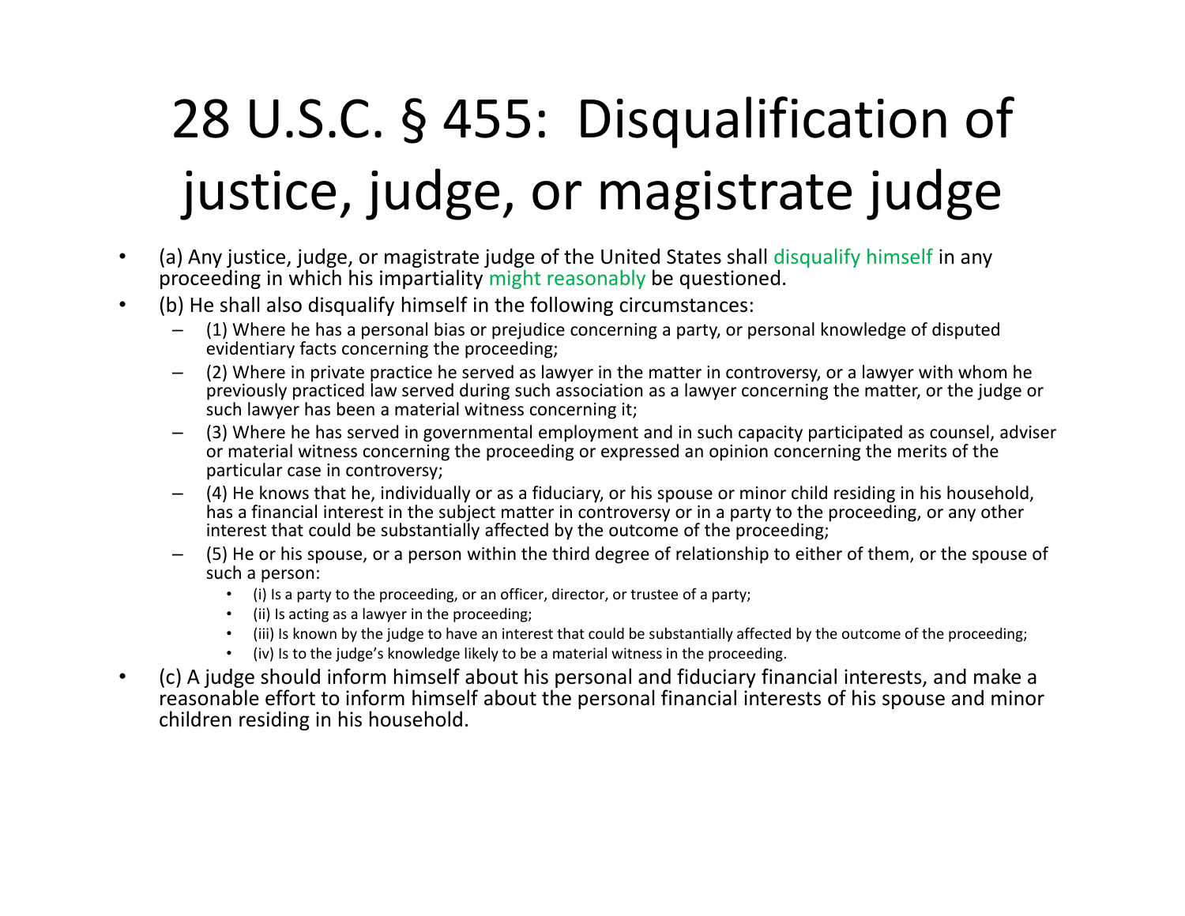# 28 U.S.C. § 455: Disqualification of justice, judge, or magistrate judge

- (a) Any justice, judge, or magistrate judge of the United States shall disqualify himself in any proceeding in which his impartiality might reasonably be questioned.
- (b) He shall also disqualify himself in the following circumstances:
  - (1) Where he has a personal bias or prejudice concerning a party, or personal knowledge of disputed evidentiary facts concerning the proceeding;
  - (2) Where in private practice he served as lawyer in the matter in controversy, or a lawyer with whom he previously practiced law served during such association as a lawyer concerning the matter, or the judge or such lawyer has been a material witness concerning it;
  - (3) Where he has served in governmental employment and in such capacity participated as counsel, adviser or material witness concerning the proceeding or expressed an opinion concerning the merits of the particular case in controversy;
  - (4) He knows that he, individually or as a fiduciary, or his spouse or minor child residing in his household, has a financial interest in the subject matter in controversy or in a party to the proceeding, or any other interest that could be substantially affected by the outcome of the proceeding;
  - (5) He or his spouse, or a person within the third degree of relationship to either of them, or the spouse of such a person:
    - (i) Is a party to the proceeding, or an officer, director, or trustee of a party;
    - (ii) Is acting as a lawyer in the proceeding;
    - (iii) Is known by the judge to have an interest that could be substantially affected by the outcome of the proceeding;
    - (iv) Is to the judge's knowledge likely to be a material witness in the proceeding.
- (c) A judge should inform himself about his personal and fiduciary financial interests, and make a reasonable effort to inform himself about the personal financial interests of his spouse and minor children residing in his household.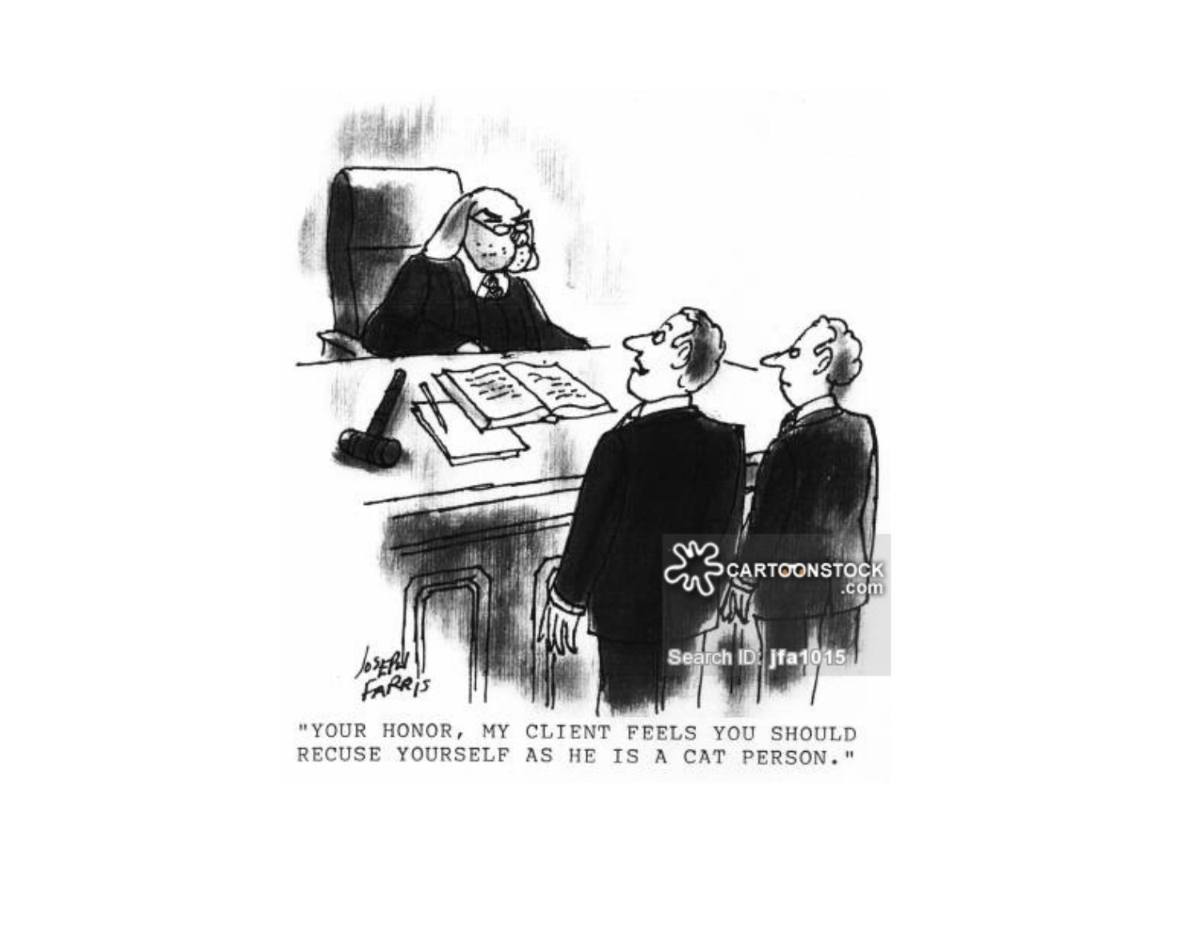"YOUR HONOR, MY CLIENT FEELS YOU SHOULD RECUSE YOURSELF AS HE IS A CAT PERSON."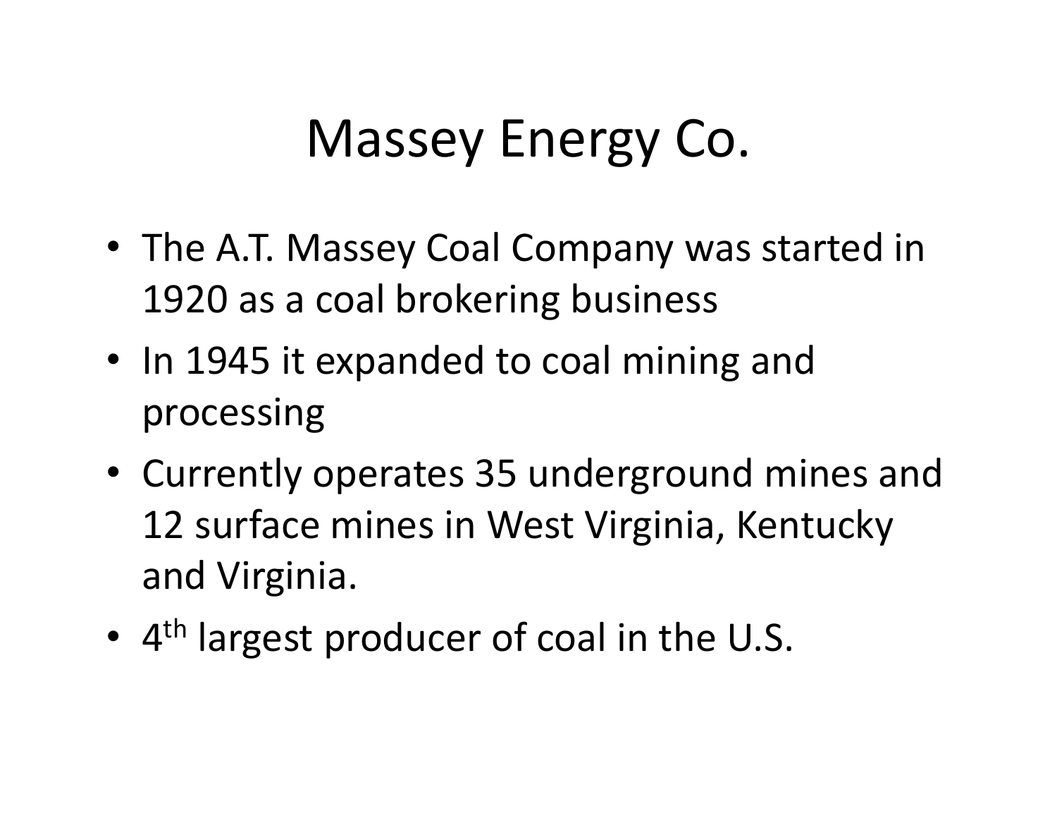# Massey Energy Co.

- The A.T. Massey Coal Company was started in 1920 as a coal brokering business
- In 1945 it expanded to coal mining and processing
- Currently operates 35 underground mines and 12 surface mines in West Virginia, Kentucky and Virginia.
- 4th largest producer of coal in the U.S.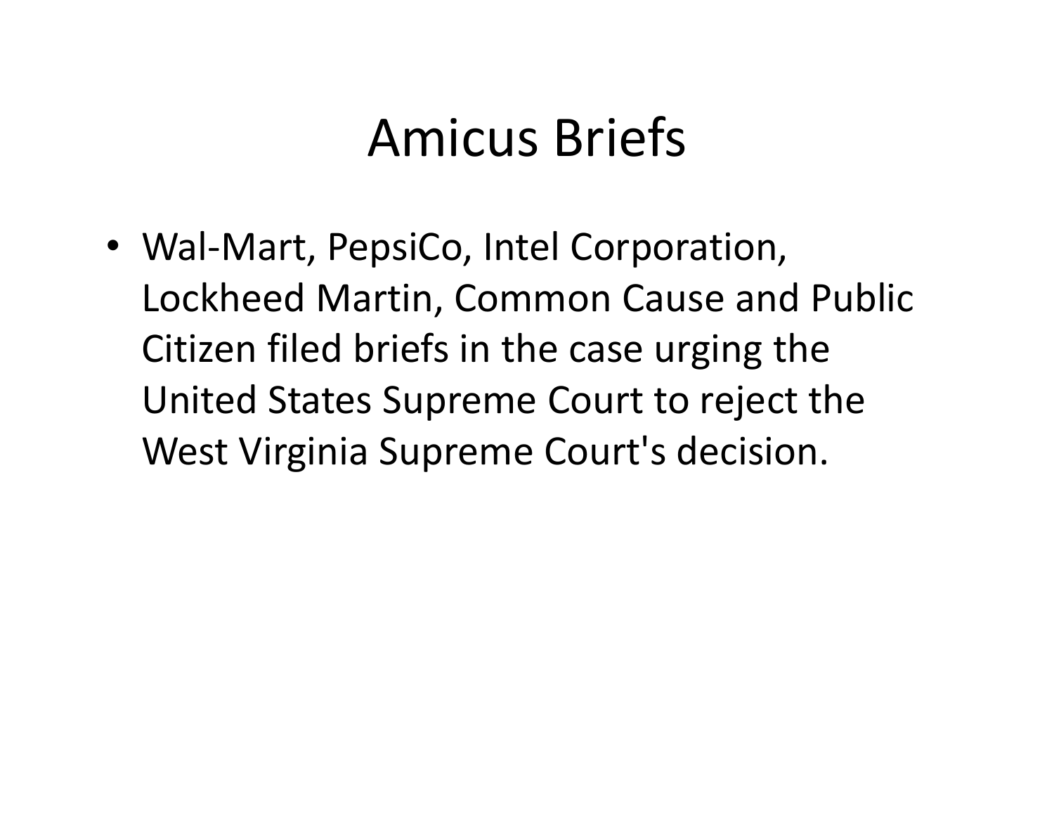# Amicus Briefs

- Wal-Mart, PepsiCo, Intel Corporation, Lockheed Martin, Common Cause and Public Citizen filed briefs in the case urging the United States Supreme Court to reject the West Virginia Supreme Court's decision.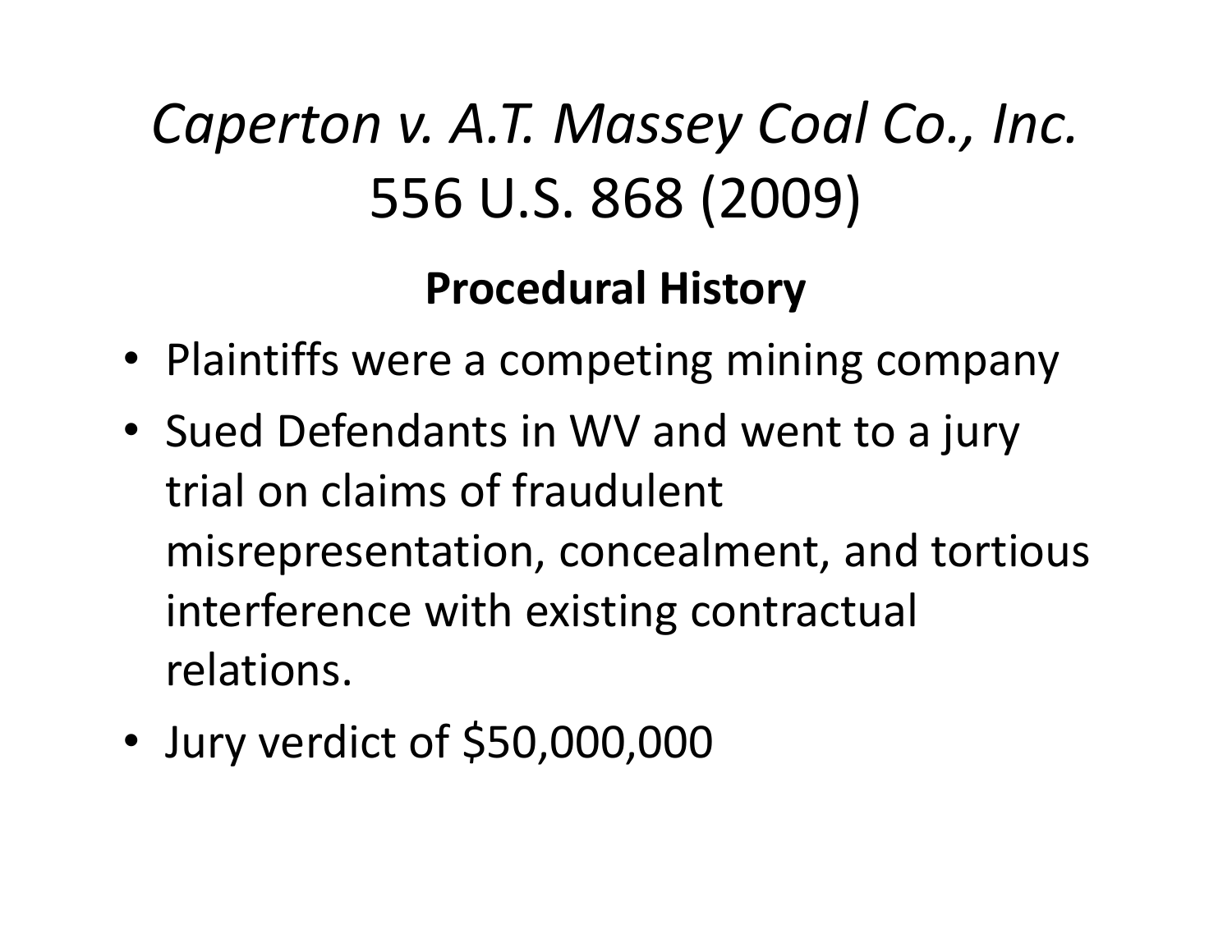# *Caperton v. A.T. Massey Coal Co., Inc.* 556 U.S. 868 (2009)

## Procedural History

- Plaintiffs were a competing mining company
- Sued Defendants in WV and went to a jury trial on claims of fraudulent misrepresentation, concealment, and tortious interference with existing contractual relations.
- Jury verdict of $50,000,000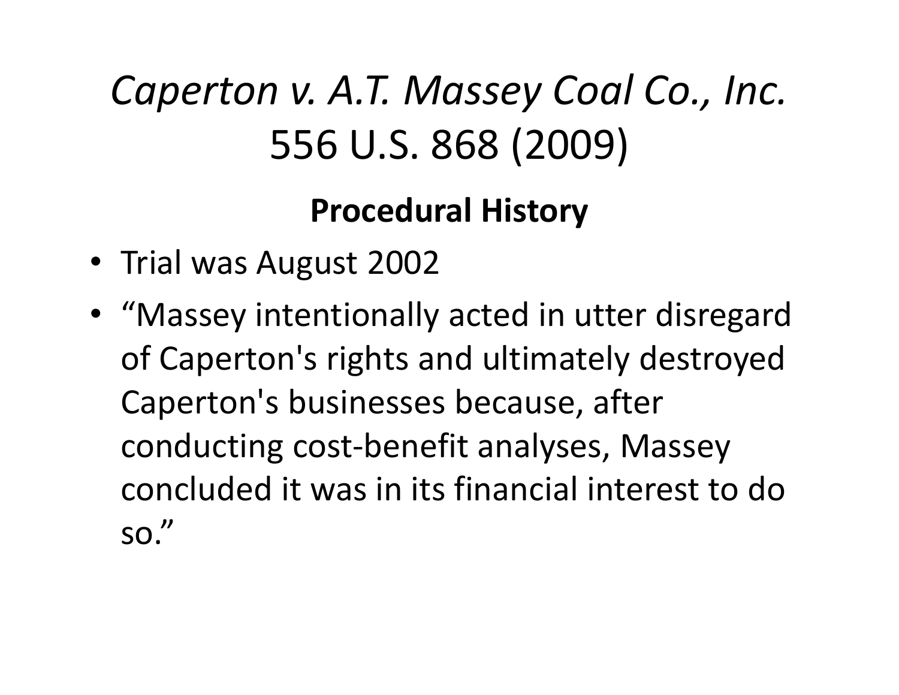# *Caperton v. A.T. Massey Coal Co., Inc.* 556 U.S. 868 (2009)

## **Procedural History**

- Trial was August 2002
- "Massey intentionally acted in utter disregard of Caperton's rights and ultimately destroyed Caperton's businesses because, after conducting cost-benefit analyses, Massey concluded it was in its financial interest to do so."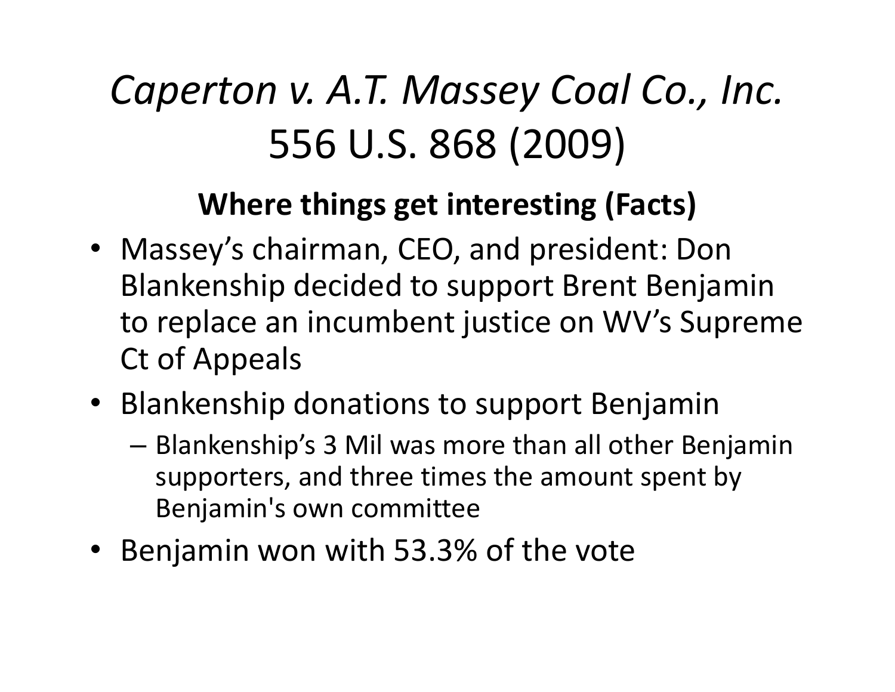# *Caperton v. A.T. Massey Coal Co., Inc.* 556 U.S. 868 (2009)

## Where things get interesting (Facts)

- Massey's chairman, CEO, and president: Don Blankenship decided to support Brent Benjamin to replace an incumbent justice on WV's Supreme Ct of Appeals
- Blankenship donations to support Benjamin
  - Blankenship's 3 Mil was more than all other Benjamin supporters, and three times the amount spent by Benjamin's own committee
- Benjamin won with 53.3% of the vote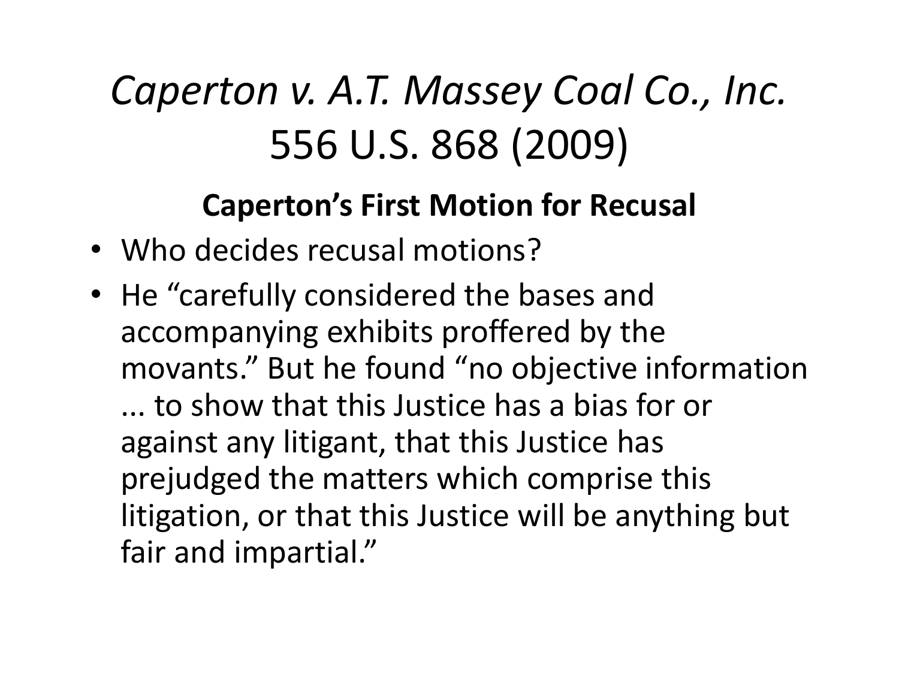# *Caperton v. A.T. Massey Coal Co., Inc.* 556 U.S. 868 (2009)

## Caperton's First Motion for Recusal

- Who decides recusal motions?
- He "carefully considered the bases and accompanying exhibits proffered by the movants." But he found "no objective information ... to show that this Justice has a bias for or against any litigant, that this Justice has prejudged the matters which comprise this litigation, or that this Justice will be anything but fair and impartial."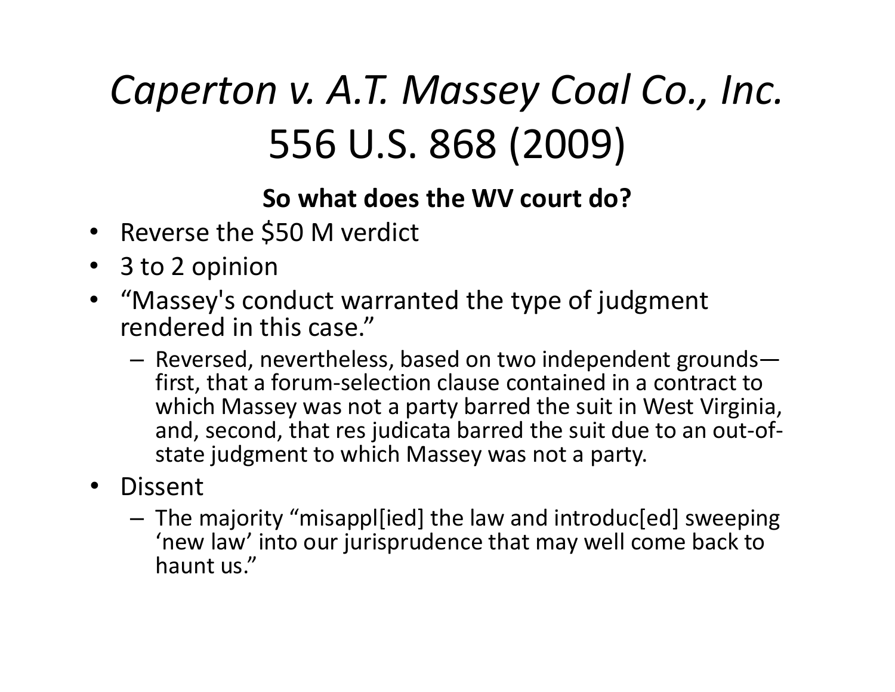# *Caperton v. A.T. Massey Coal Co., Inc.* 556 U.S. 868 (2009)

**So what does the WV court do?**

- Reverse the $50 M verdict
- 3 to 2 opinion
- "Massey's conduct warranted the type of judgment rendered in this case."
  - Reversed, nevertheless, based on two independent grounds—first, that a forum-selection clause contained in a contract to which Massey was not a party barred the suit in West Virginia, and, second, that res judicata barred the suit due to an out-of-state judgment to which Massey was not a party.
- Dissent
  - The majority "misappl[ied] the law and introduc[ed] sweeping 'new law' into our jurisprudence that may well come back to haunt us."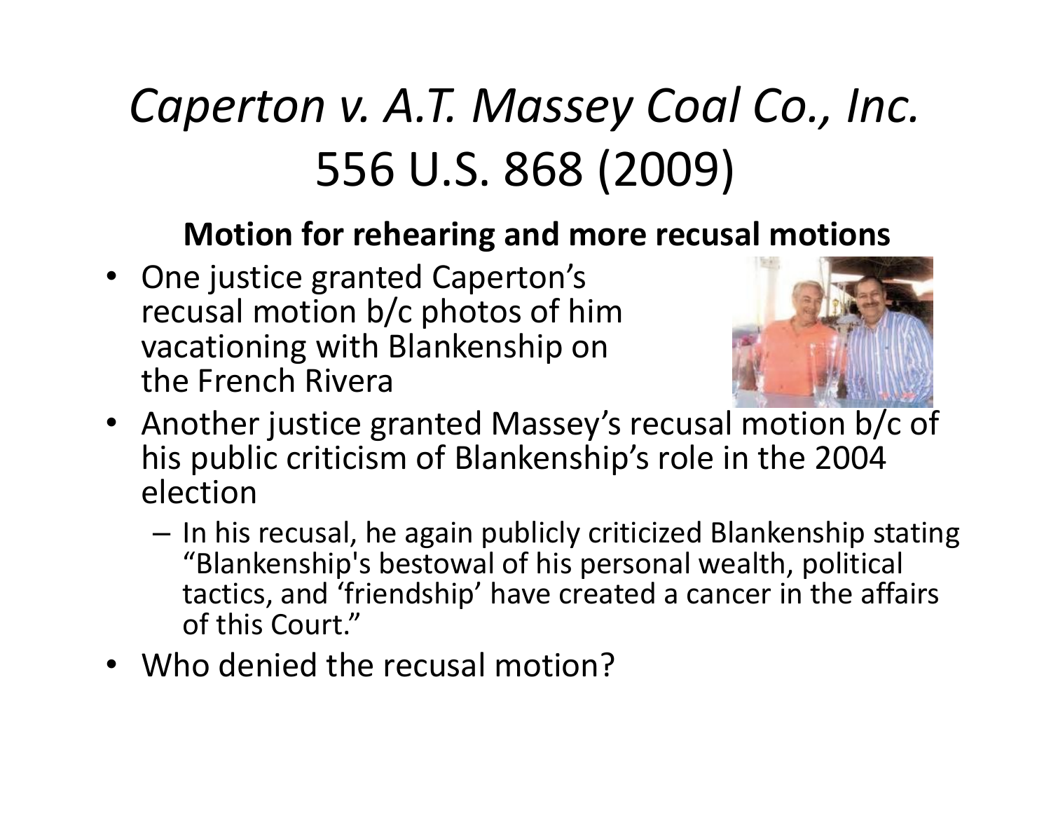# *Caperton v. A.T. Massey Coal Co., Inc.* 556 U.S. 868 (2009)

**Motion for rehearing and more recusal motions**

- One justice granted Caperton's recusal motion b/c photos of him vacationing with Blankenship on the French Rivera
- Another justice granted Massey's recusal motion b/c of his public criticism of Blankenship's role in the 2004 election
  - In his recusal, he again publicly criticized Blankenship stating "Blankenship's bestowal of his personal wealth, political tactics, and 'friendship' have created a cancer in the affairs of this Court."
- Who denied the recusal motion?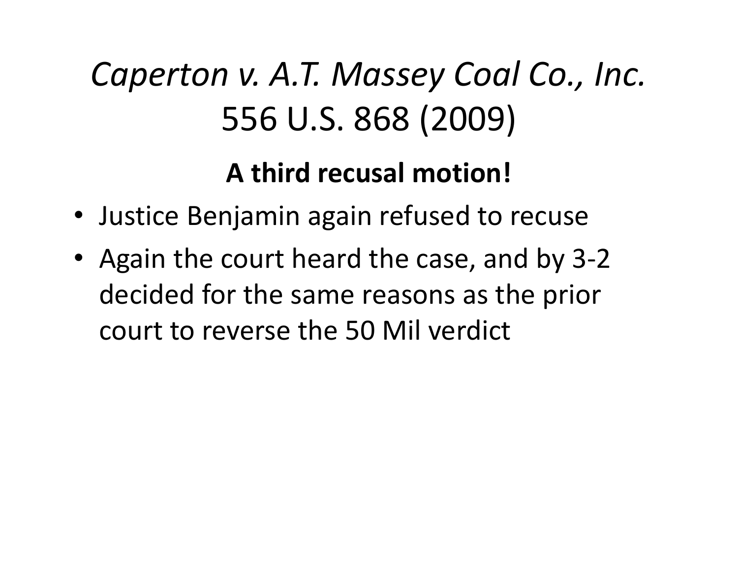# *Caperton v. A.T. Massey Coal Co., Inc.* 556 U.S. 868 (2009)

**A third recusal motion!**

- Justice Benjamin again refused to recuse
- Again the court heard the case, and by 3-2 decided for the same reasons as the prior court to reverse the 50 Mil verdict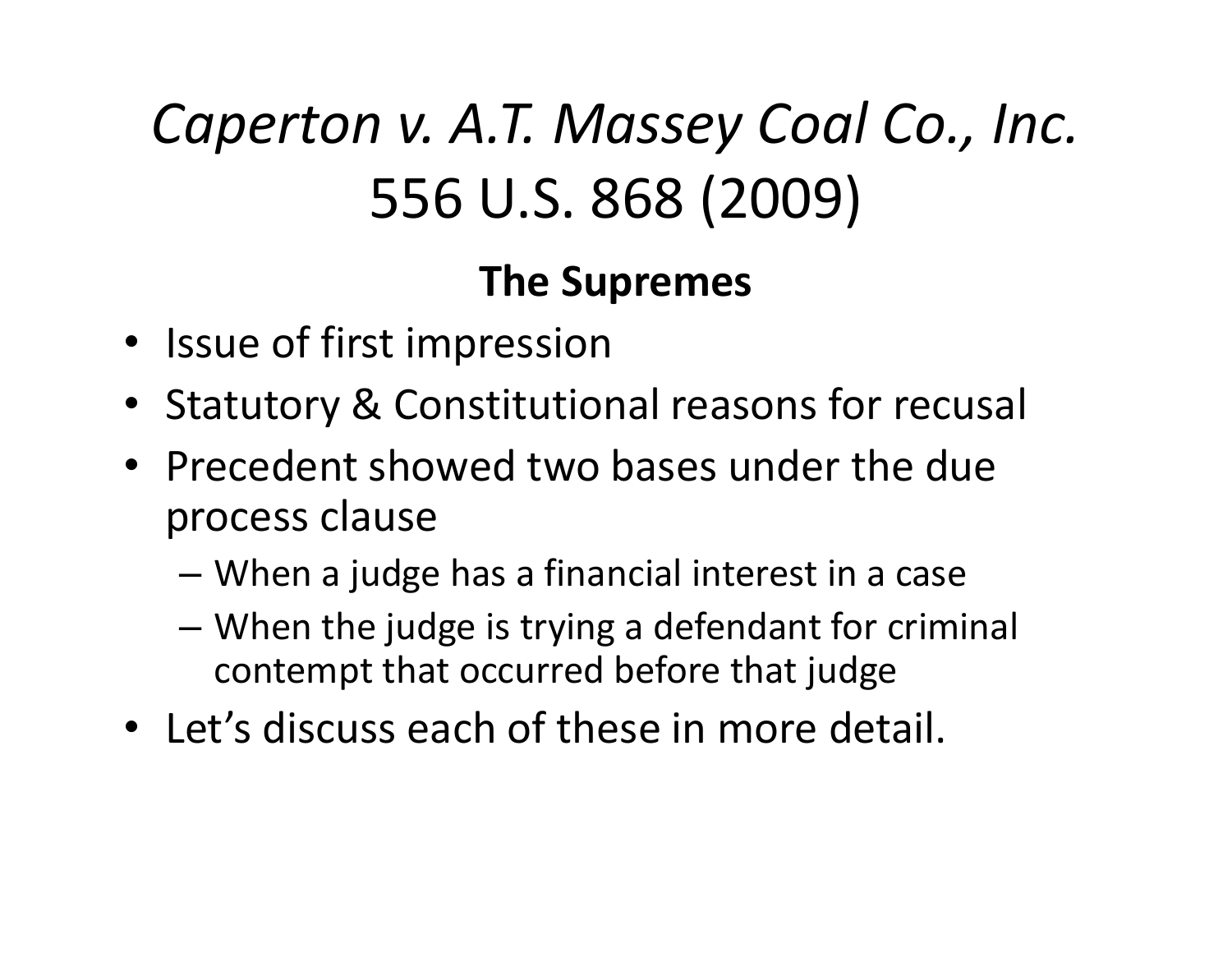# *Caperton v. A.T. Massey Coal Co., Inc.* 556 U.S. 868 (2009)

**The Supremes**

- Issue of first impression
- Statutory & Constitutional reasons for recusal
- Precedent showed two bases under the due process clause
  - When a judge has a financial interest in a case
  - When the judge is trying a defendant for criminal contempt that occurred before that judge
- Let's discuss each of these in more detail.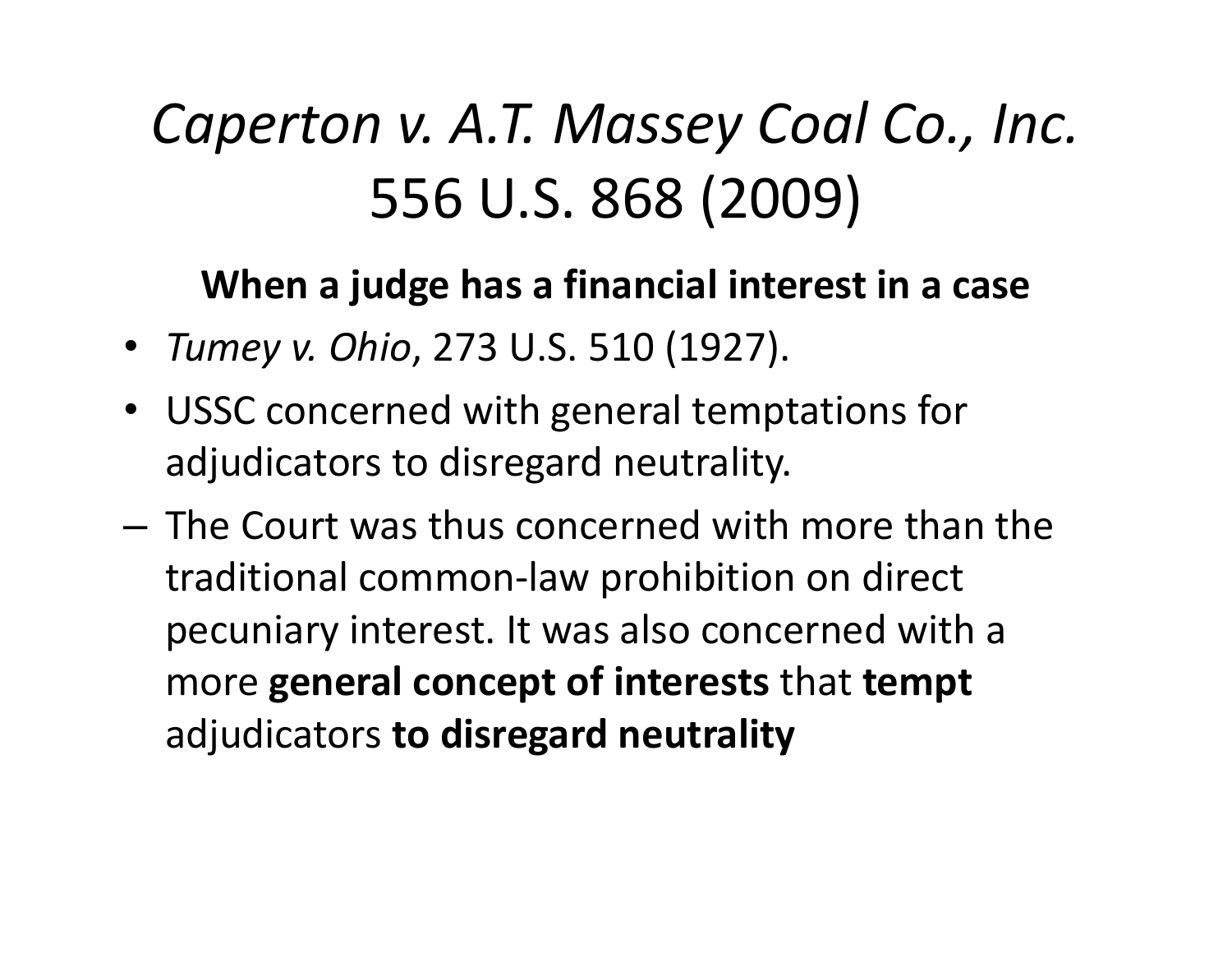# *Caperton v. A.T. Massey Coal Co., Inc.* 556 U.S. 868 (2009)

**When a judge has a financial interest in a case**

- *Tumey v. Ohio*, 273 U.S. 510 (1927).
- USSC concerned with general temptations for adjudicators to disregard neutrality.
  – The Court was thus concerned with more than the traditional common-law prohibition on direct pecuniary interest. It was also concerned with a more **general concept of interests** that **tempt** adjudicators **to disregard neutrality**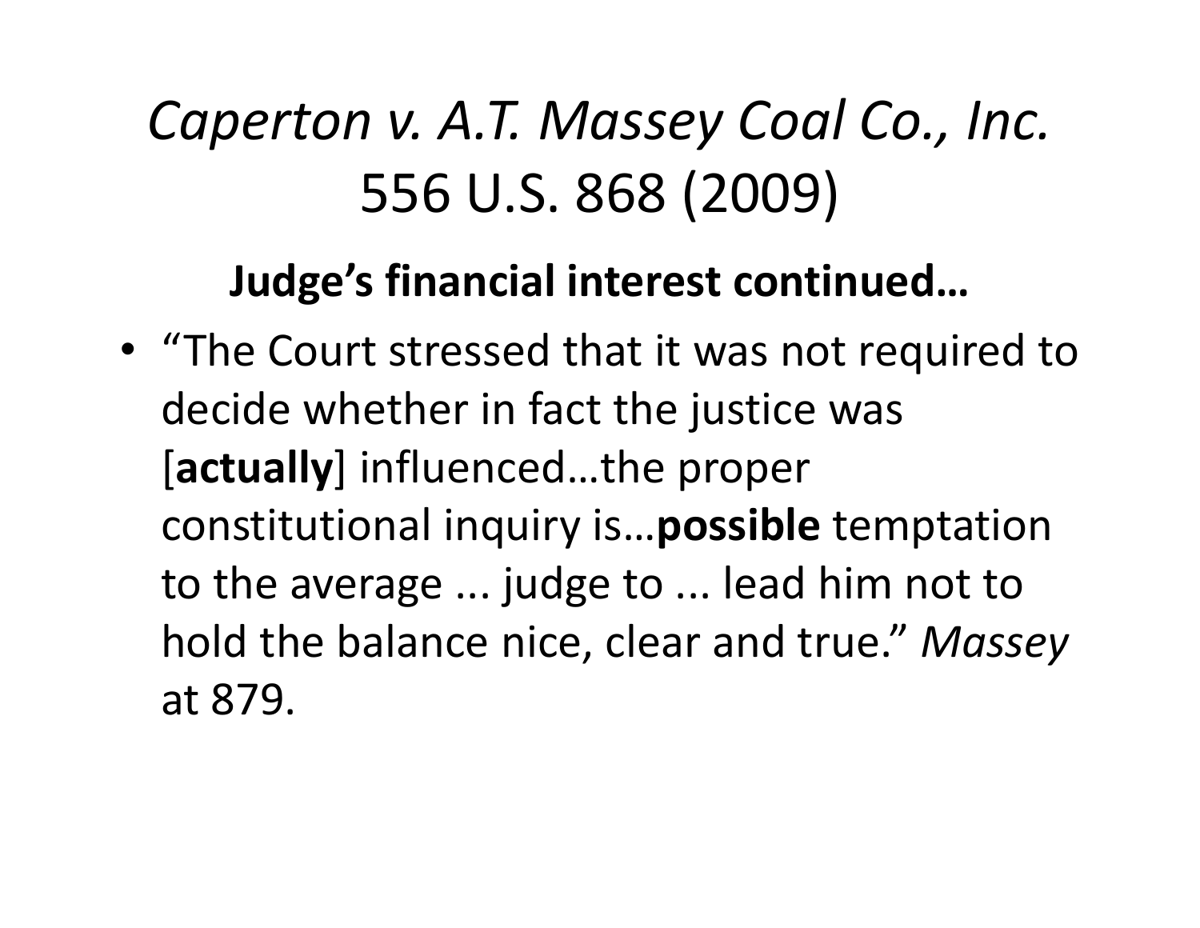# *Caperton v. A.T. Massey Coal Co., Inc.* 556 U.S. 868 (2009)

**Judge's financial interest continued…**

- "The Court stressed that it was not required to decide whether in fact the justice was [**actually**] influenced…the proper constitutional inquiry is…**possible** temptation to the average ... judge to ... lead him not to hold the balance nice, clear and true." *Massey* at 879.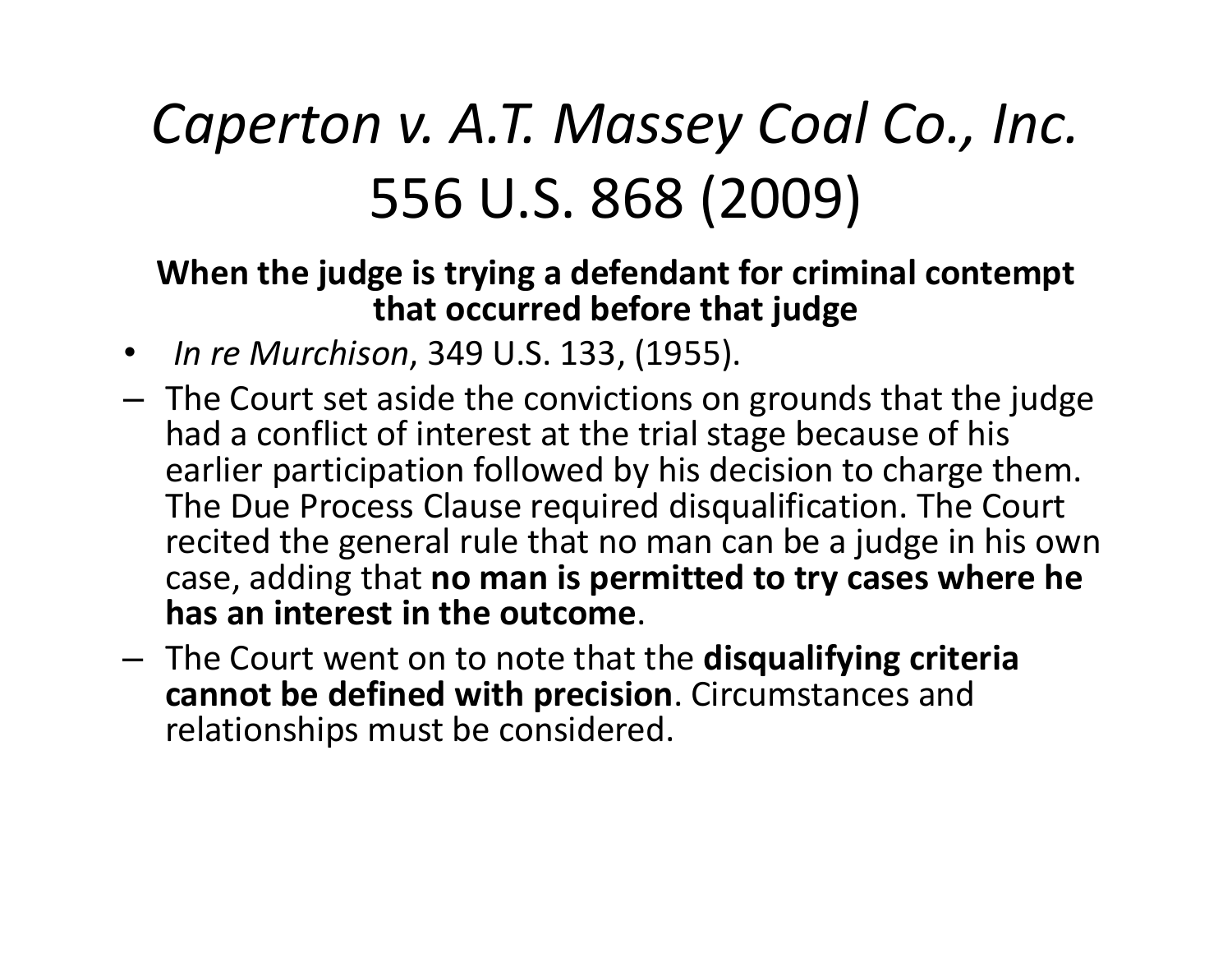# *Caperton v. A.T. Massey Coal Co., Inc.* 556 U.S. 868 (2009)

**When the judge is trying a defendant for criminal contempt that occurred before that judge**

- *In re Murchison*, 349 U.S. 133, (1955).
  - The Court set aside the convictions on grounds that the judge had a conflict of interest at the trial stage because of his earlier participation followed by his decision to charge them. The Due Process Clause required disqualification. The Court recited the general rule that no man can be a judge in his own case, adding that **no man is permitted to try cases where he has an interest in the outcome**.
  - The Court went on to note that the **disqualifying criteria cannot be defined with precision**. Circumstances and relationships must be considered.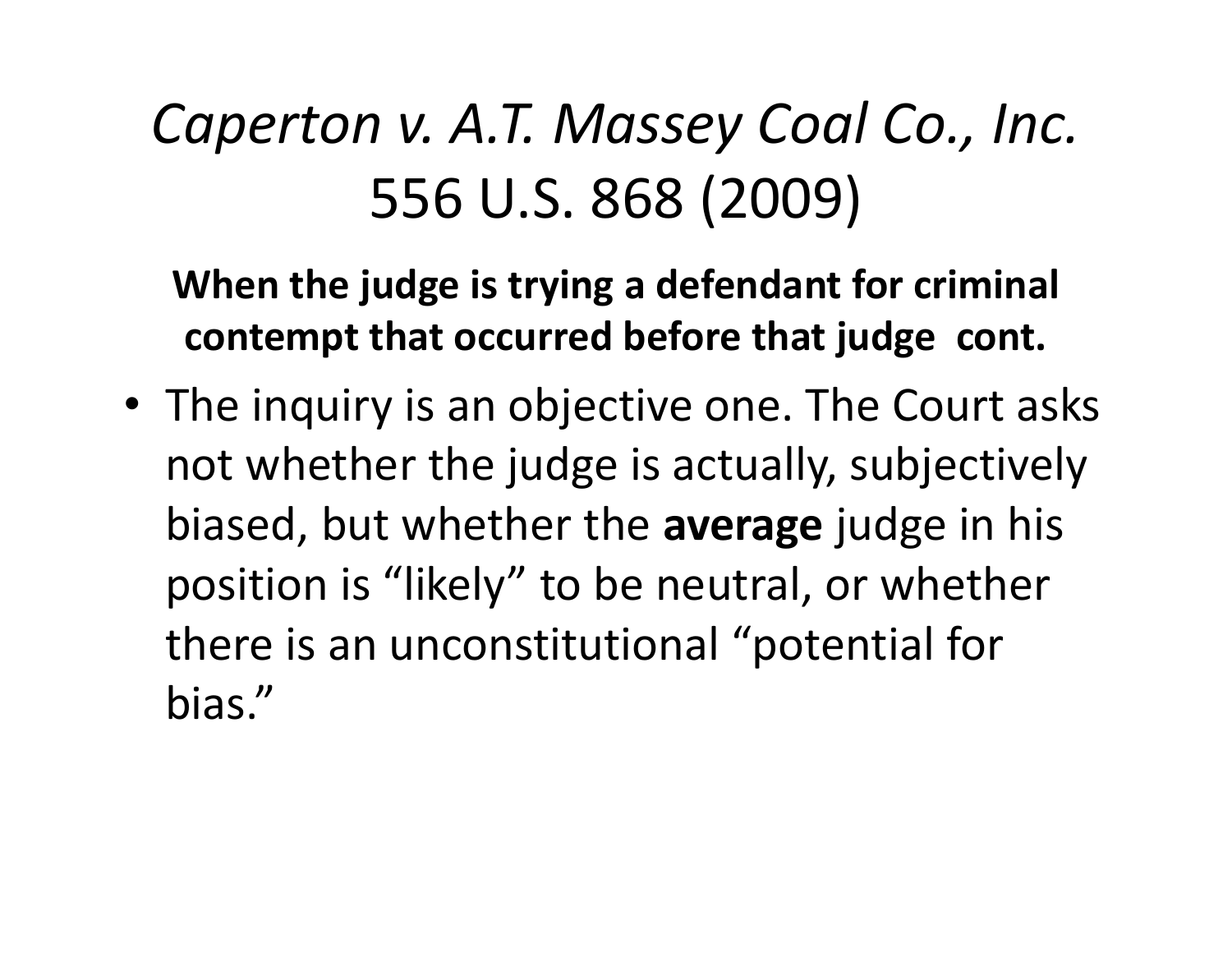# *Caperton v. A.T. Massey Coal Co., Inc.* 556 U.S. 868 (2009)

**When the judge is trying a defendant for criminal contempt that occurred before that judge cont.**

- The inquiry is an objective one. The Court asks not whether the judge is actually, subjectively biased, but whether the **average** judge in his position is "likely" to be neutral, or whether there is an unconstitutional "potential for bias."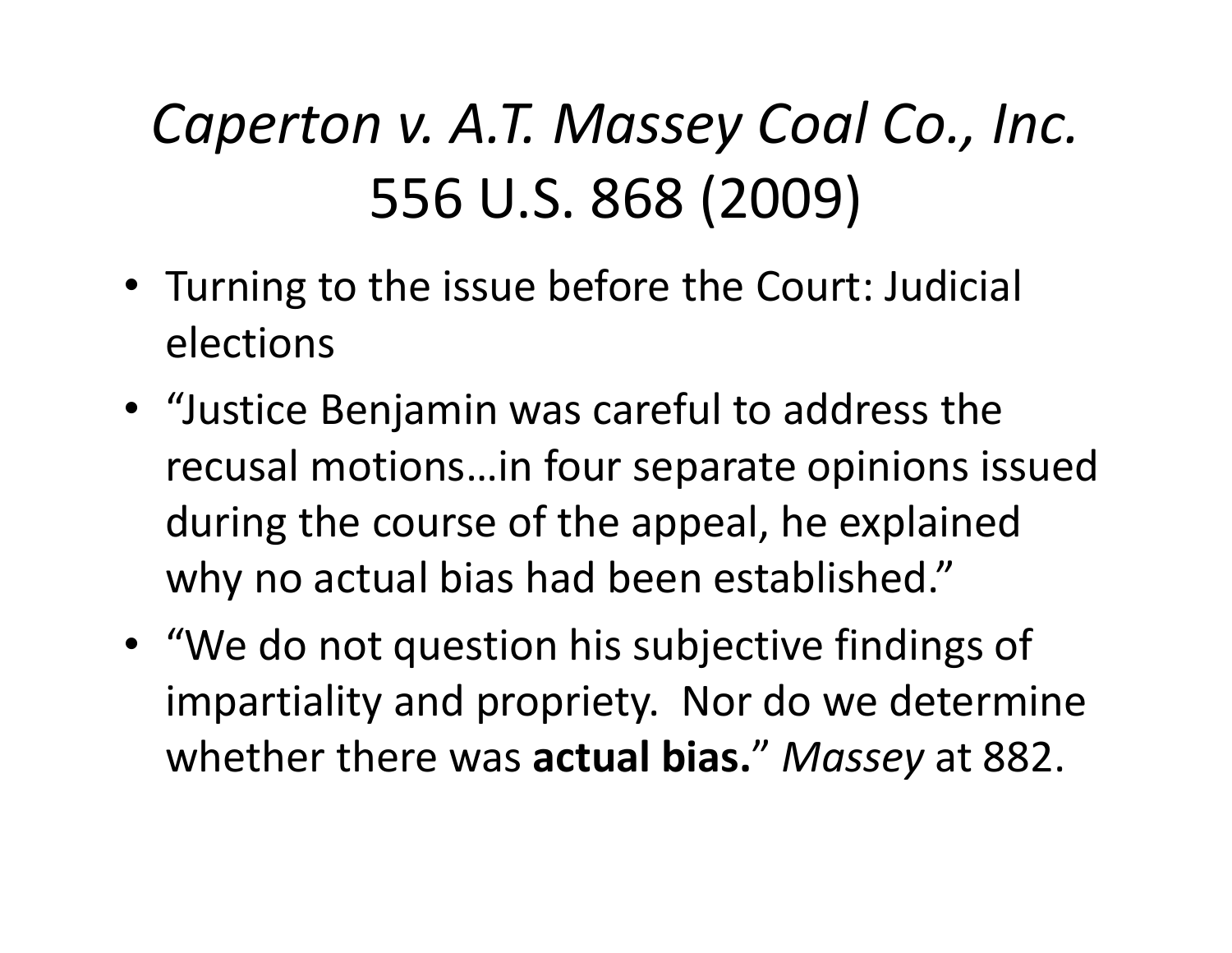# *Caperton v. A.T. Massey Coal Co., Inc.* 556 U.S. 868 (2009)

- Turning to the issue before the Court: Judicial elections
- "Justice Benjamin was careful to address the recusal motions…in four separate opinions issued during the course of the appeal, he explained why no actual bias had been established."
- "We do not question his subjective findings of impartiality and propriety. Nor do we determine whether there was **actual bias.**" *Massey* at 882.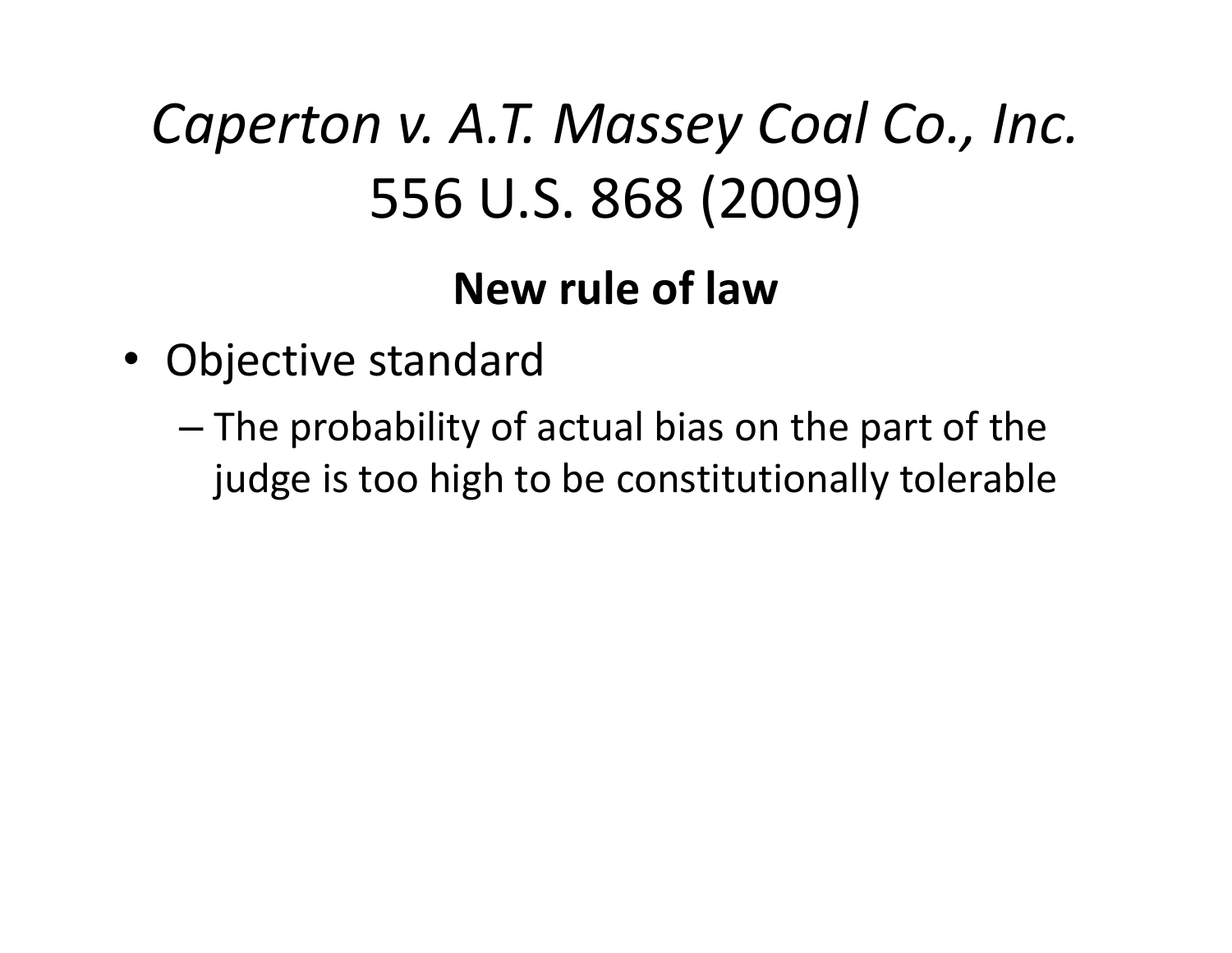# *Caperton v. A.T. Massey Coal Co., Inc.* 556 U.S. 868 (2009)

**New rule of law**

- Objective standard
  - The probability of actual bias on the part of the judge is too high to be constitutionally tolerable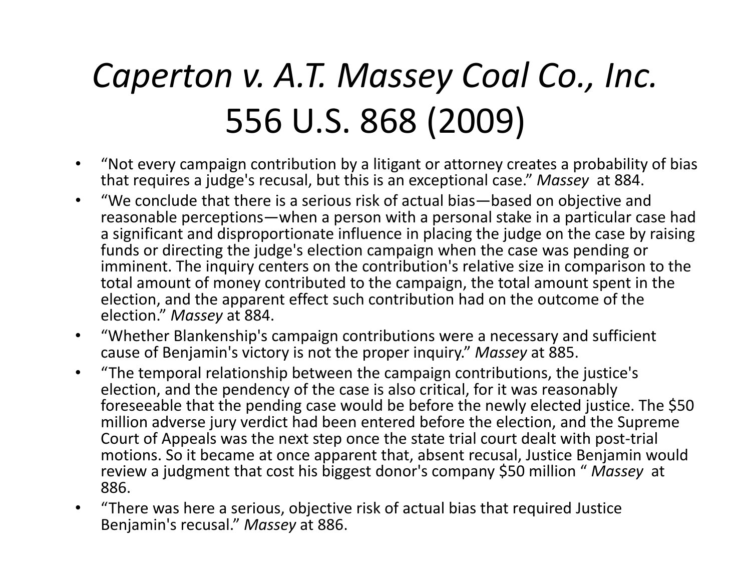# *Caperton v. A.T. Massey Coal Co., Inc.* 556 U.S. 868 (2009)

- "Not every campaign contribution by a litigant or attorney creates a probability of bias that requires a judge's recusal, but this is an exceptional case." *Massey* at 884.
- "We conclude that there is a serious risk of actual bias—based on objective and reasonable perceptions—when a person with a personal stake in a particular case had a significant and disproportionate influence in placing the judge on the case by raising funds or directing the judge's election campaign when the case was pending or imminent. The inquiry centers on the contribution's relative size in comparison to the total amount of money contributed to the campaign, the total amount spent in the election, and the apparent effect such contribution had on the outcome of the election." *Massey* at 884.
- "Whether Blankenship's campaign contributions were a necessary and sufficient cause of Benjamin's victory is not the proper inquiry." *Massey* at 885.
- "The temporal relationship between the campaign contributions, the justice's election, and the pendency of the case is also critical, for it was reasonably foreseeable that the pending case would be before the newly elected justice. The $50 million adverse jury verdict had been entered before the election, and the Supreme Court of Appeals was the next step once the state trial court dealt with post-trial motions. So it became at once apparent that, absent recusal, Justice Benjamin would review a judgment that cost his biggest donor's company $50 million " *Massey* at 886.
- "There was here a serious, objective risk of actual bias that required Justice Benjamin's recusal." *Massey* at 886.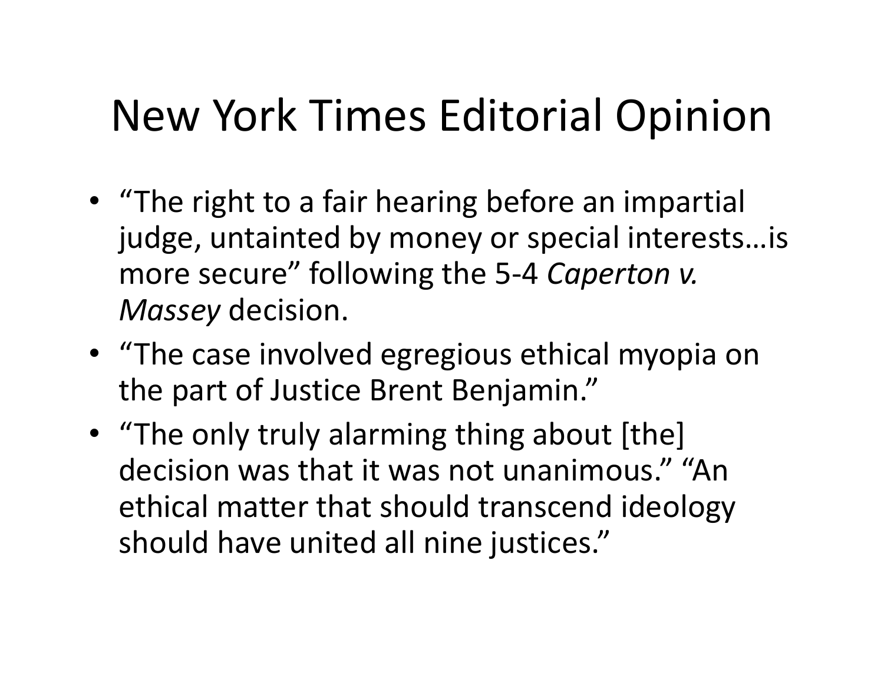# New York Times Editorial Opinion

- "The right to a fair hearing before an impartial judge, untainted by money or special interests…is more secure" following the 5-4 *Caperton v. Massey* decision.
- "The case involved egregious ethical myopia on the part of Justice Brent Benjamin."
- "The only truly alarming thing about [the] decision was that it was not unanimous." "An ethical matter that should transcend ideology should have united all nine justices."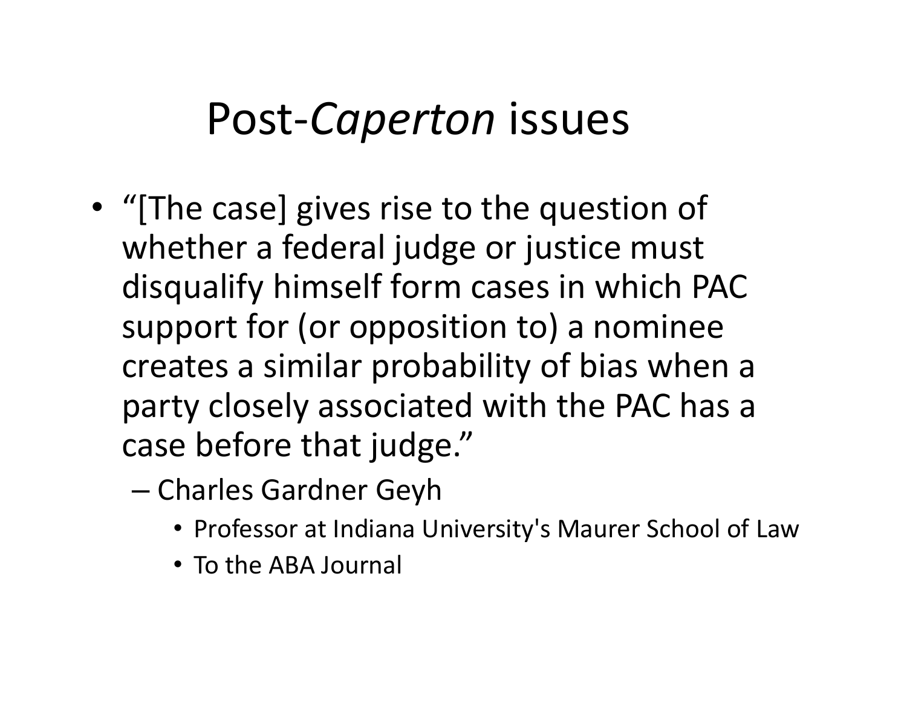# Post-*Caperton* issues

- "[The case] gives rise to the question of whether a federal judge or justice must disqualify himself form cases in which PAC support for (or opposition to) a nominee creates a similar probability of bias when a party closely associated with the PAC has a case before that judge."
  - Charles Gardner Geyh
    - Professor at Indiana University's Maurer School of Law
    - To the ABA Journal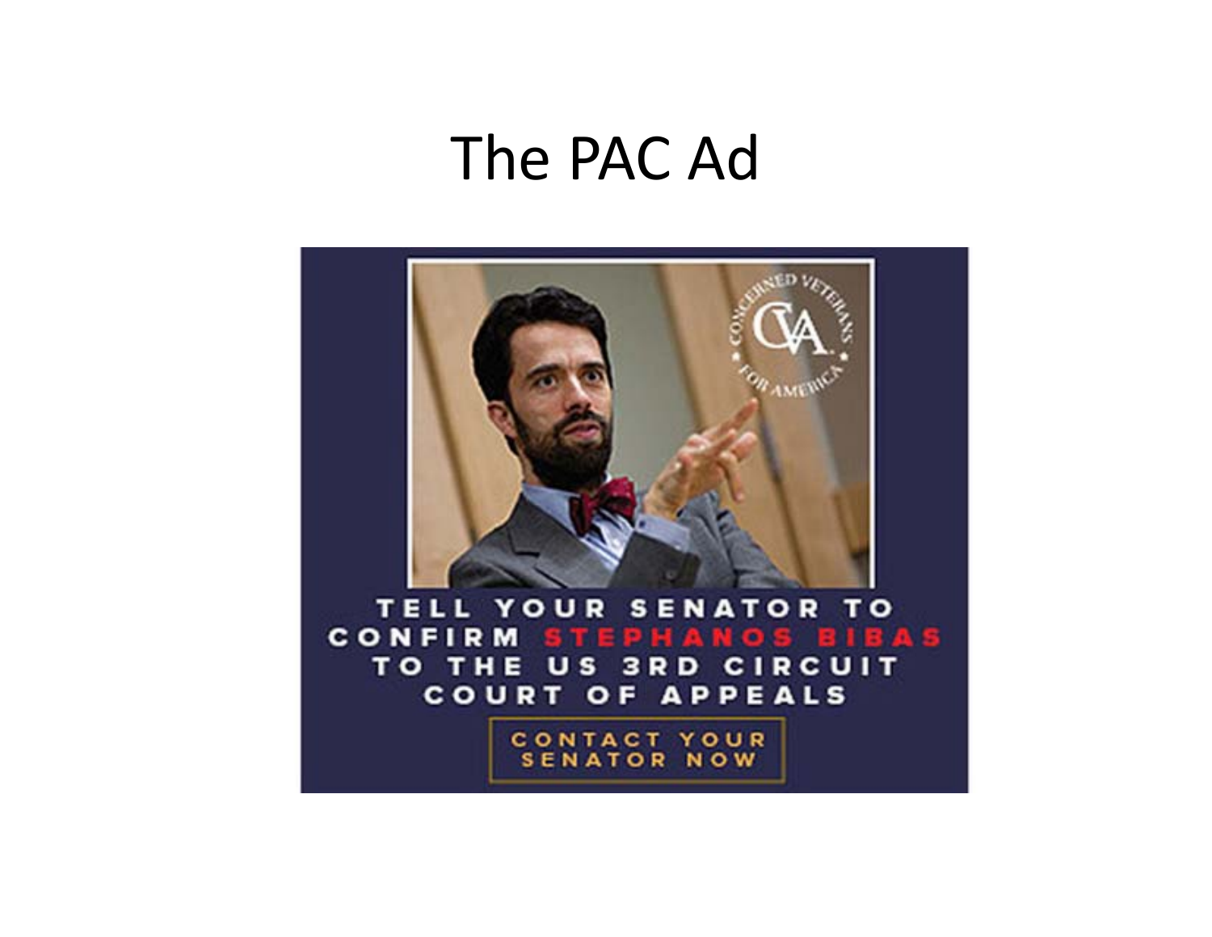# The PAC Ad

CONCERNED VETERANS FOR AMERICA

CVA

TELL YOUR SENATOR TO CONFIRM STEPHANOS BIBAS TO THE US 3RD CIRCUIT COURT OF APPEALS

CONTACT YOUR SENATOR NOW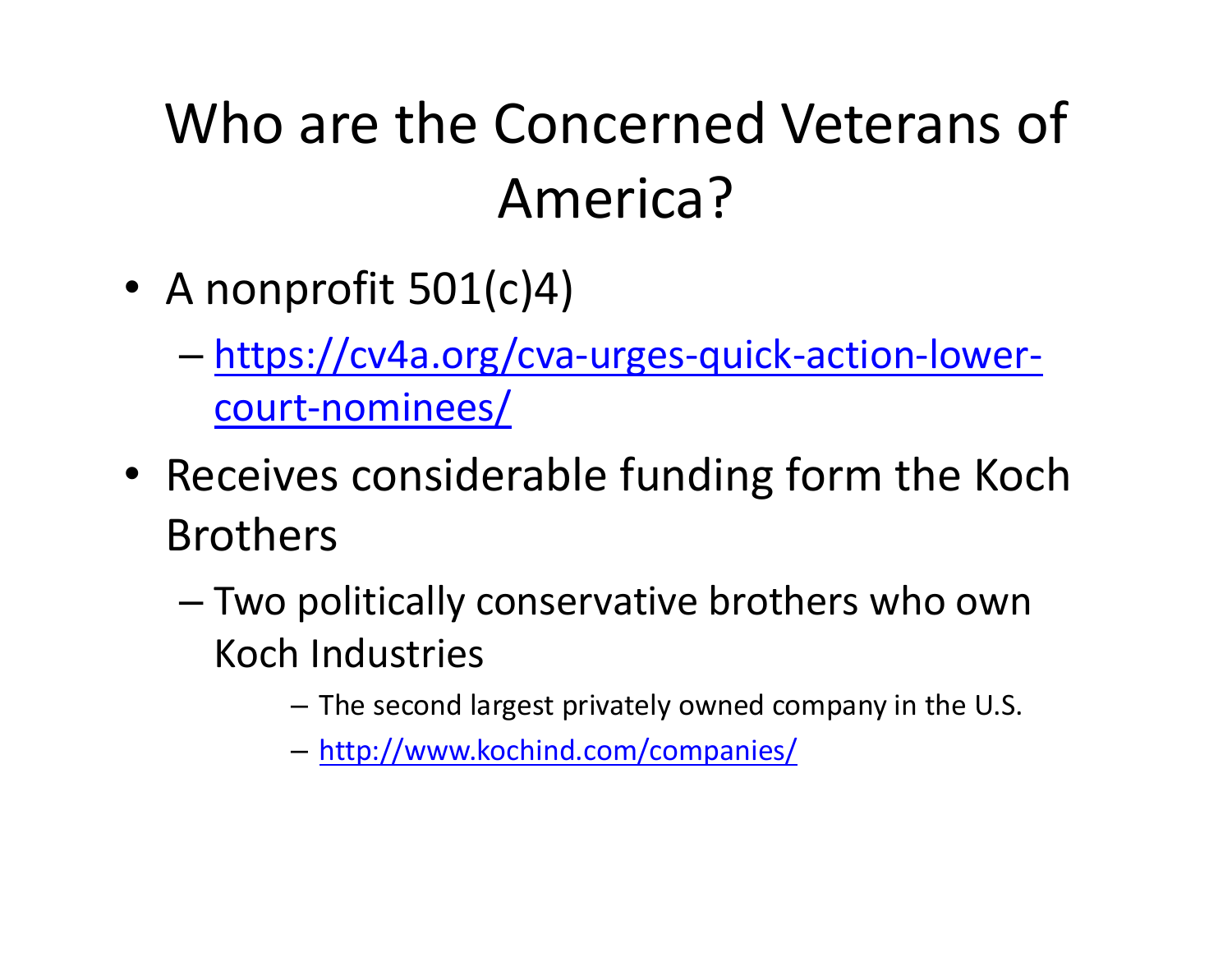# Who are the Concerned Veterans of America?

- A nonprofit 501(c)4)
  - https://cv4a.org/cva-urges-quick-action-lower-court-nominees/
- Receives considerable funding form the Koch Brothers
  - Two politically conservative brothers who own Koch Industries
    - The second largest privately owned company in the U.S.
    - http://www.kochind.com/companies/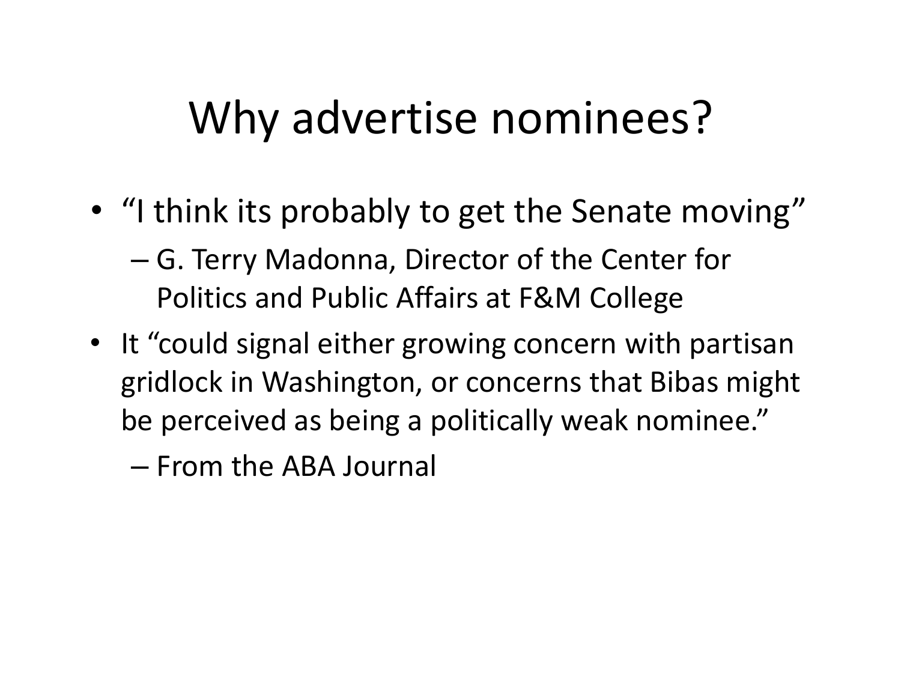# Why advertise nominees?

- "I think its probably to get the Senate moving"
  - G. Terry Madonna, Director of the Center for Politics and Public Affairs at F&M College
- It "could signal either growing concern with partisan gridlock in Washington, or concerns that Bibas might be perceived as being a politically weak nominee."
  - From the ABA Journal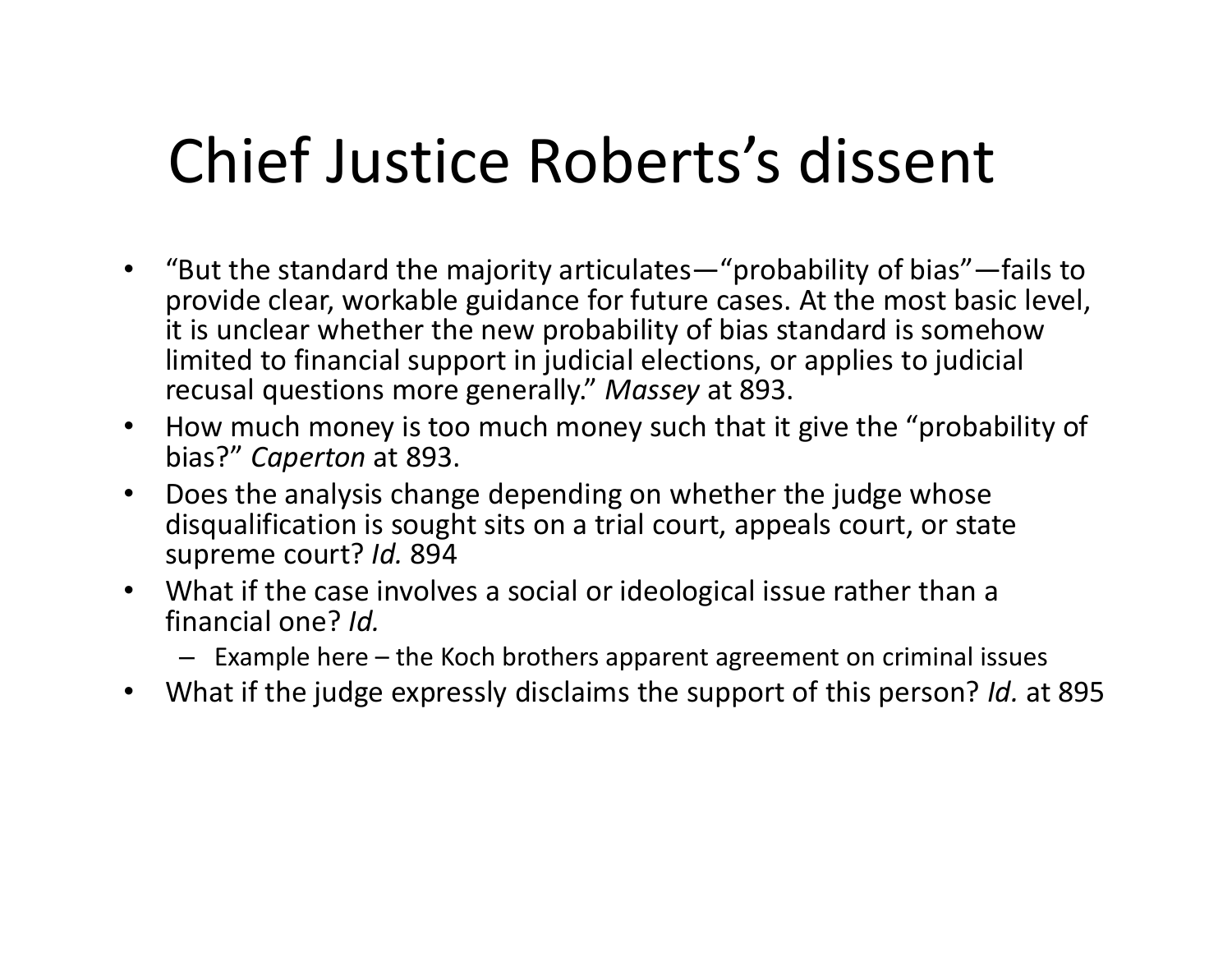# Chief Justice Roberts's dissent

- "But the standard the majority articulates—"probability of bias"—fails to provide clear, workable guidance for future cases. At the most basic level, it is unclear whether the new probability of bias standard is somehow limited to financial support in judicial elections, or applies to judicial recusal questions more generally." *Massey* at 893.
- How much money is too much money such that it give the "probability of bias?" *Caperton* at 893.
- Does the analysis change depending on whether the judge whose disqualification is sought sits on a trial court, appeals court, or state supreme court? *Id.* 894
- What if the case involves a social or ideological issue rather than a financial one? *Id.*
  - Example here – the Koch brothers apparent agreement on criminal issues
- What if the judge expressly disclaims the support of this person? *Id.* at 895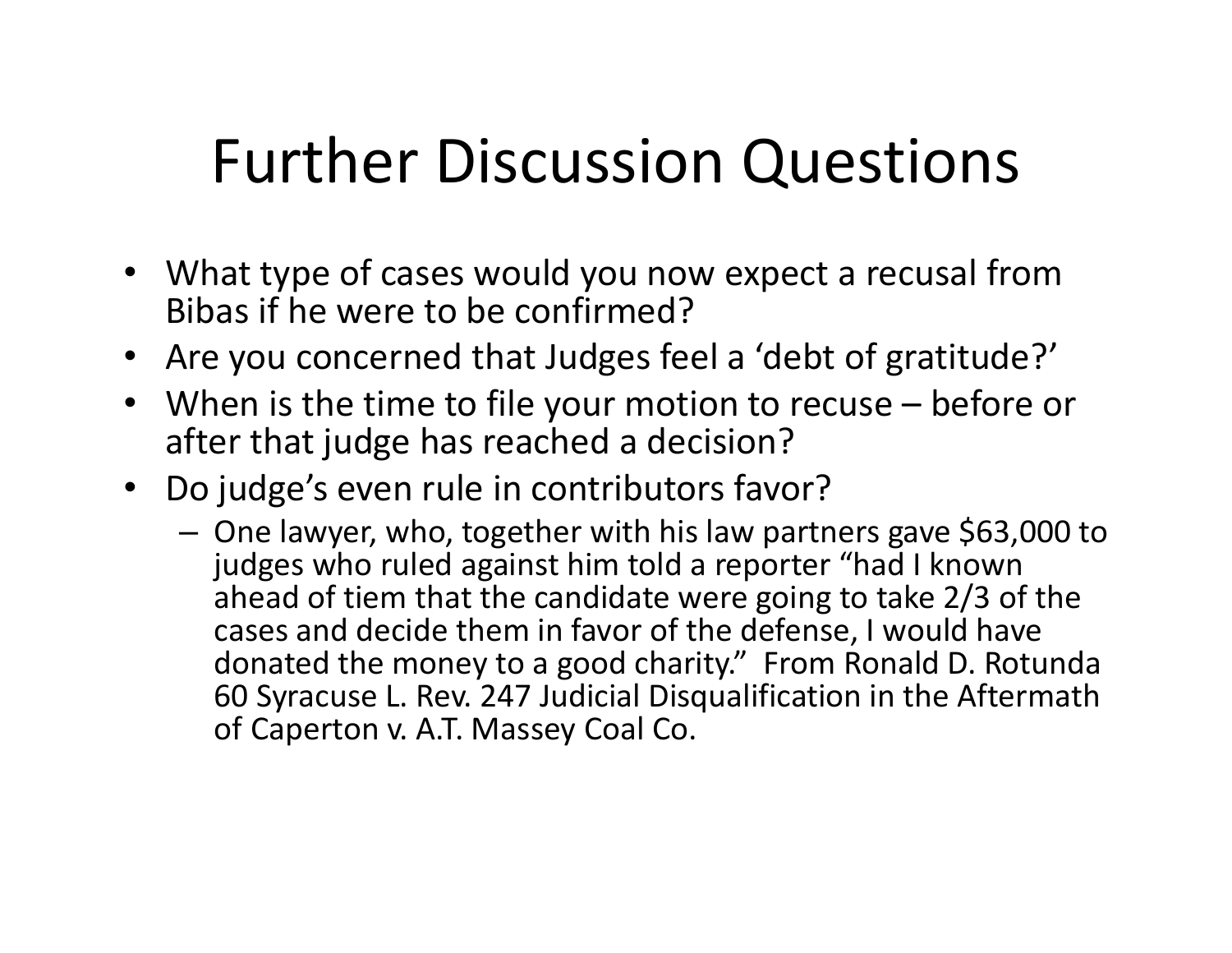# Further Discussion Questions

- What type of cases would you now expect a recusal from Bibas if he were to be confirmed?
- Are you concerned that Judges feel a 'debt of gratitude?'
- When is the time to file your motion to recuse – before or after that judge has reached a decision?
- Do judge's even rule in contributors favor?
  - One lawyer, who, together with his law partners gave $63,000 to judges who ruled against him told a reporter "had I known ahead of tiem that the candidate were going to take 2/3 of the cases and decide them in favor of the defense, I would have donated the money to a good charity." From Ronald D. Rotunda 60 Syracuse L. Rev. 247 Judicial Disqualification in the Aftermath of Caperton v. A.T. Massey Coal Co.